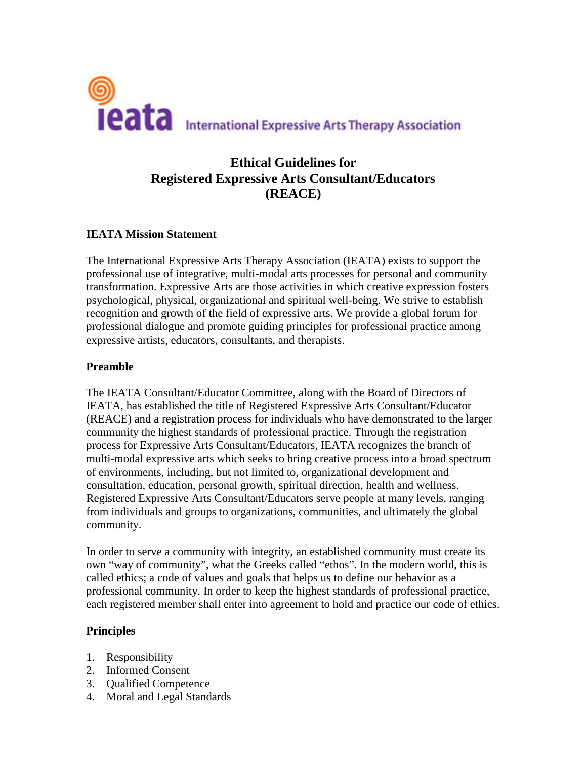ieata International Expressive Arts Therapy Association

# Ethical Guidelines for Registered Expressive Arts Consultant/Educators (REACE)

## IEATA Mission Statement

The International Expressive Arts Therapy Association (IEATA) exists to support the professional use of integrative, multi-modal arts processes for personal and community transformation. Expressive Arts are those activities in which creative expression fosters psychological, physical, organizational and spiritual well-being. We strive to establish recognition and growth of the field of expressive arts. We provide a global forum for professional dialogue and promote guiding principles for professional practice among expressive artists, educators, consultants, and therapists.

## Preamble

The IEATA Consultant/Educator Committee, along with the Board of Directors of IEATA, has established the title of Registered Expressive Arts Consultant/Educator (REACE) and a registration process for individuals who have demonstrated to the larger community the highest standards of professional practice. Through the registration process for Expressive Arts Consultant/Educators, IEATA recognizes the branch of multi-modal expressive arts which seeks to bring creative process into a broad spectrum of environments, including, but not limited to, organizational development and consultation, education, personal growth, spiritual direction, health and wellness. Registered Expressive Arts Consultant/Educators serve people at many levels, ranging from individuals and groups to organizations, communities, and ultimately the global community.

In order to serve a community with integrity, an established community must create its own "way of community", what the Greeks called "ethos". In the modern world, this is called ethics; a code of values and goals that helps us to define our behavior as a professional community. In order to keep the highest standards of professional practice, each registered member shall enter into agreement to hold and practice our code of ethics.

## Principles

1. Responsibility
2. Informed Consent
3. Qualified Competence
4. Moral and Legal Standards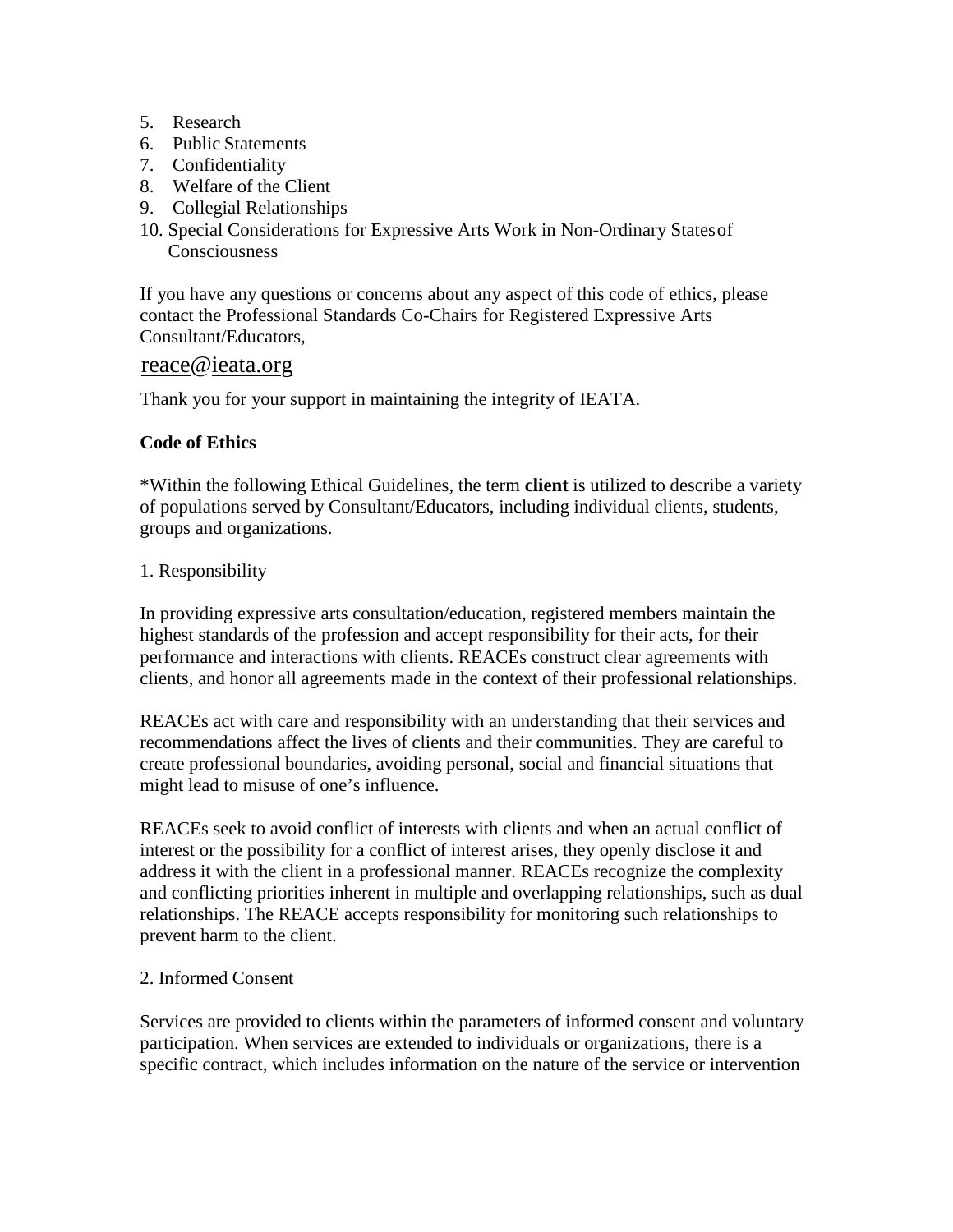5. Research
6. Public Statements
7. Confidentiality
8. Welfare of the Client
9. Collegial Relationships
10. Special Considerations for Expressive Arts Work in Non-Ordinary States of Consciousness

If you have any questions or concerns about any aspect of this code of ethics, please contact the Professional Standards Co-Chairs for Registered Expressive Arts Consultant/Educators,

reace@ieata.org

Thank you for your support in maintaining the integrity of IEATA.

**Code of Ethics**

*Within the following Ethical Guidelines, the term **client** is utilized to describe a variety of populations served by Consultant/Educators, including individual clients, students, groups and organizations.

1. Responsibility

In providing expressive arts consultation/education, registered members maintain the highest standards of the profession and accept responsibility for their acts, for their performance and interactions with clients. REACEs construct clear agreements with clients, and honor all agreements made in the context of their professional relationships.

REACEs act with care and responsibility with an understanding that their services and recommendations affect the lives of clients and their communities. They are careful to create professional boundaries, avoiding personal, social and financial situations that might lead to misuse of one's influence.

REACEs seek to avoid conflict of interests with clients and when an actual conflict of interest or the possibility for a conflict of interest arises, they openly disclose it and address it with the client in a professional manner. REACEs recognize the complexity and conflicting priorities inherent in multiple and overlapping relationships, such as dual relationships. The REACE accepts responsibility for monitoring such relationships to prevent harm to the client.

2. Informed Consent

Services are provided to clients within the parameters of informed consent and voluntary participation. When services are extended to individuals or organizations, there is a specific contract, which includes information on the nature of the service or intervention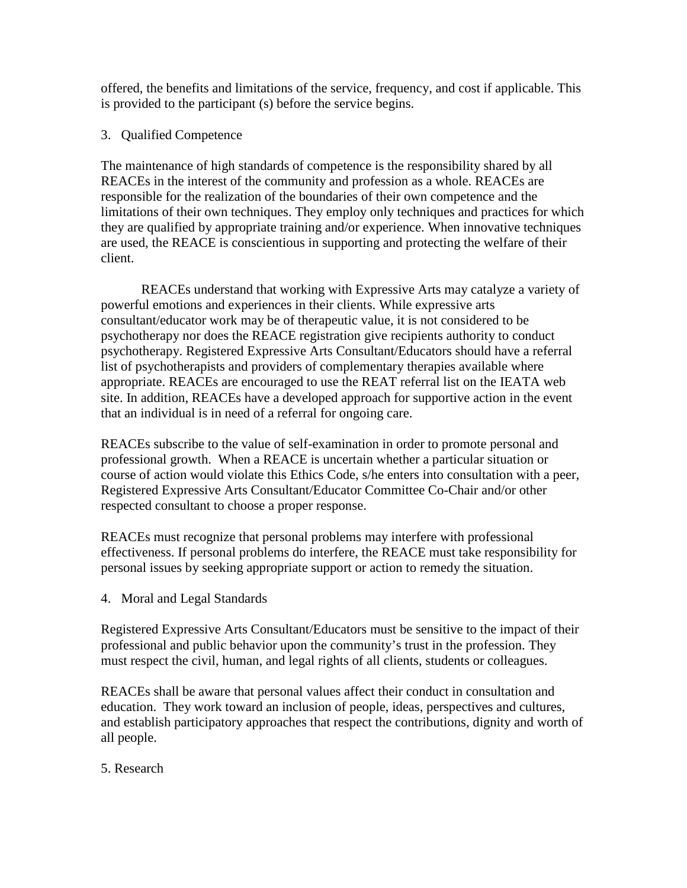offered, the benefits and limitations of the service, frequency, and cost if applicable. This is provided to the participant (s) before the service begins.

3. Qualified Competence

The maintenance of high standards of competence is the responsibility shared by all REACEs in the interest of the community and profession as a whole. REACEs are responsible for the realization of the boundaries of their own competence and the limitations of their own techniques. They employ only techniques and practices for which they are qualified by appropriate training and/or experience. When innovative techniques are used, the REACE is conscientious in supporting and protecting the welfare of their client.

REACEs understand that working with Expressive Arts may catalyze a variety of powerful emotions and experiences in their clients. While expressive arts consultant/educator work may be of therapeutic value, it is not considered to be psychotherapy nor does the REACE registration give recipients authority to conduct psychotherapy. Registered Expressive Arts Consultant/Educators should have a referral list of psychotherapists and providers of complementary therapies available where appropriate. REACEs are encouraged to use the REAT referral list on the IEATA web site. In addition, REACEs have a developed approach for supportive action in the event that an individual is in need of a referral for ongoing care.

REACEs subscribe to the value of self-examination in order to promote personal and professional growth. When a REACE is uncertain whether a particular situation or course of action would violate this Ethics Code, s/he enters into consultation with a peer, Registered Expressive Arts Consultant/Educator Committee Co-Chair and/or other respected consultant to choose a proper response.

REACEs must recognize that personal problems may interfere with professional effectiveness. If personal problems do interfere, the REACE must take responsibility for personal issues by seeking appropriate support or action to remedy the situation.

4. Moral and Legal Standards

Registered Expressive Arts Consultant/Educators must be sensitive to the impact of their professional and public behavior upon the community's trust in the profession. They must respect the civil, human, and legal rights of all clients, students or colleagues.

REACEs shall be aware that personal values affect their conduct in consultation and education. They work toward an inclusion of people, ideas, perspectives and cultures, and establish participatory approaches that respect the contributions, dignity and worth of all people.

5. Research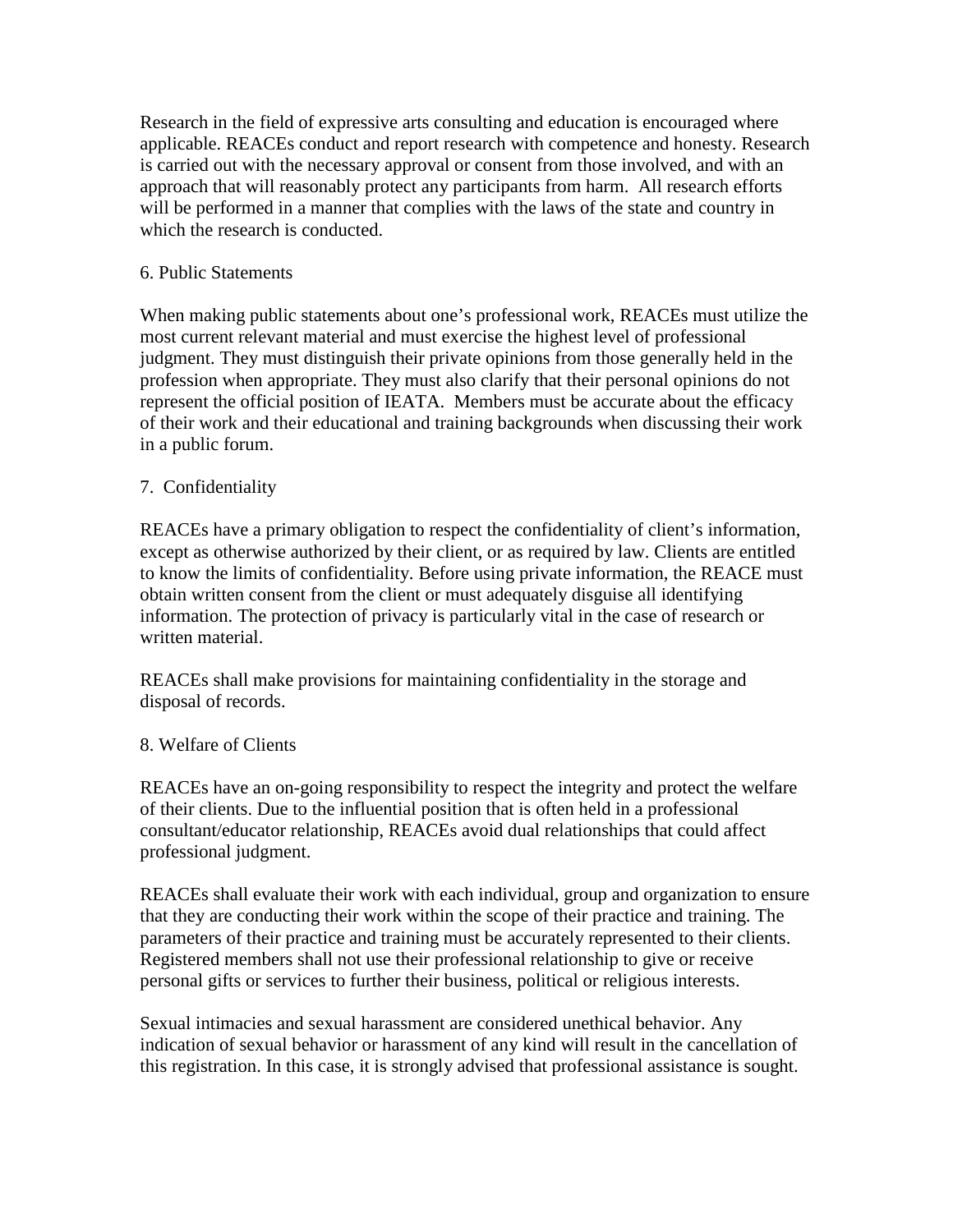Research in the field of expressive arts consulting and education is encouraged where applicable. REACEs conduct and report research with competence and honesty. Research is carried out with the necessary approval or consent from those involved, and with an approach that will reasonably protect any participants from harm. All research efforts will be performed in a manner that complies with the laws of the state and country in which the research is conducted.

## 6. Public Statements

When making public statements about one's professional work, REACEs must utilize the most current relevant material and must exercise the highest level of professional judgment. They must distinguish their private opinions from those generally held in the profession when appropriate. They must also clarify that their personal opinions do not represent the official position of IEATA. Members must be accurate about the efficacy of their work and their educational and training backgrounds when discussing their work in a public forum.

## 7. Confidentiality

REACEs have a primary obligation to respect the confidentiality of client's information, except as otherwise authorized by their client, or as required by law. Clients are entitled to know the limits of confidentiality. Before using private information, the REACE must obtain written consent from the client or must adequately disguise all identifying information. The protection of privacy is particularly vital in the case of research or written material.

REACEs shall make provisions for maintaining confidentiality in the storage and disposal of records.

## 8. Welfare of Clients

REACEs have an on-going responsibility to respect the integrity and protect the welfare of their clients. Due to the influential position that is often held in a professional consultant/educator relationship, REACEs avoid dual relationships that could affect professional judgment.

REACEs shall evaluate their work with each individual, group and organization to ensure that they are conducting their work within the scope of their practice and training. The parameters of their practice and training must be accurately represented to their clients. Registered members shall not use their professional relationship to give or receive personal gifts or services to further their business, political or religious interests.

Sexual intimacies and sexual harassment are considered unethical behavior. Any indication of sexual behavior or harassment of any kind will result in the cancellation of this registration. In this case, it is strongly advised that professional assistance is sought.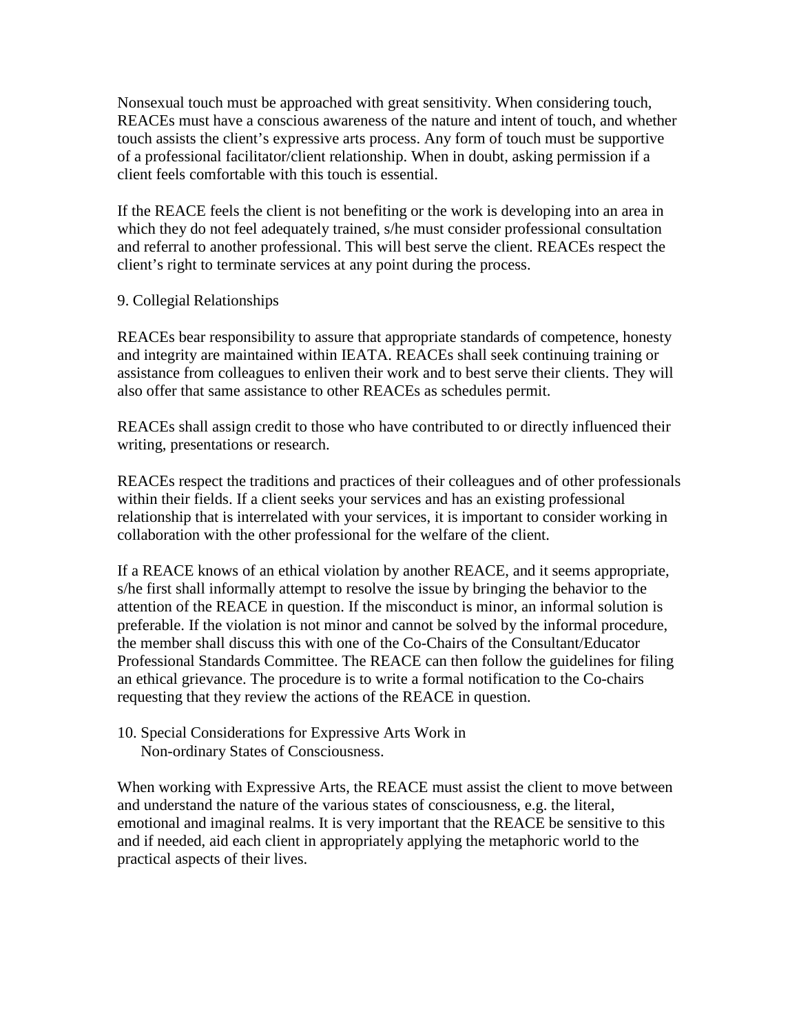Nonsexual touch must be approached with great sensitivity. When considering touch, REACEs must have a conscious awareness of the nature and intent of touch, and whether touch assists the client's expressive arts process. Any form of touch must be supportive of a professional facilitator/client relationship. When in doubt, asking permission if a client feels comfortable with this touch is essential.

If the REACE feels the client is not benefiting or the work is developing into an area in which they do not feel adequately trained, s/he must consider professional consultation and referral to another professional. This will best serve the client. REACEs respect the client's right to terminate services at any point during the process.

## 9. Collegial Relationships

REACEs bear responsibility to assure that appropriate standards of competence, honesty and integrity are maintained within IEATA. REACEs shall seek continuing training or assistance from colleagues to enliven their work and to best serve their clients. They will also offer that same assistance to other REACEs as schedules permit.

REACEs shall assign credit to those who have contributed to or directly influenced their writing, presentations or research.

REACEs respect the traditions and practices of their colleagues and of other professionals within their fields. If a client seeks your services and has an existing professional relationship that is interrelated with your services, it is important to consider working in collaboration with the other professional for the welfare of the client.

If a REACE knows of an ethical violation by another REACE, and it seems appropriate, s/he first shall informally attempt to resolve the issue by bringing the behavior to the attention of the REACE in question. If the misconduct is minor, an informal solution is preferable. If the violation is not minor and cannot be solved by the informal procedure, the member shall discuss this with one of the Co-Chairs of the Consultant/Educator Professional Standards Committee. The REACE can then follow the guidelines for filing an ethical grievance. The procedure is to write a formal notification to the Co-chairs requesting that they review the actions of the REACE in question.

## 10. Special Considerations for Expressive Arts Work in Non-ordinary States of Consciousness.

When working with Expressive Arts, the REACE must assist the client to move between and understand the nature of the various states of consciousness, e.g. the literal, emotional and imaginal realms. It is very important that the REACE be sensitive to this and if needed, aid each client in appropriately applying the metaphoric world to the practical aspects of their lives.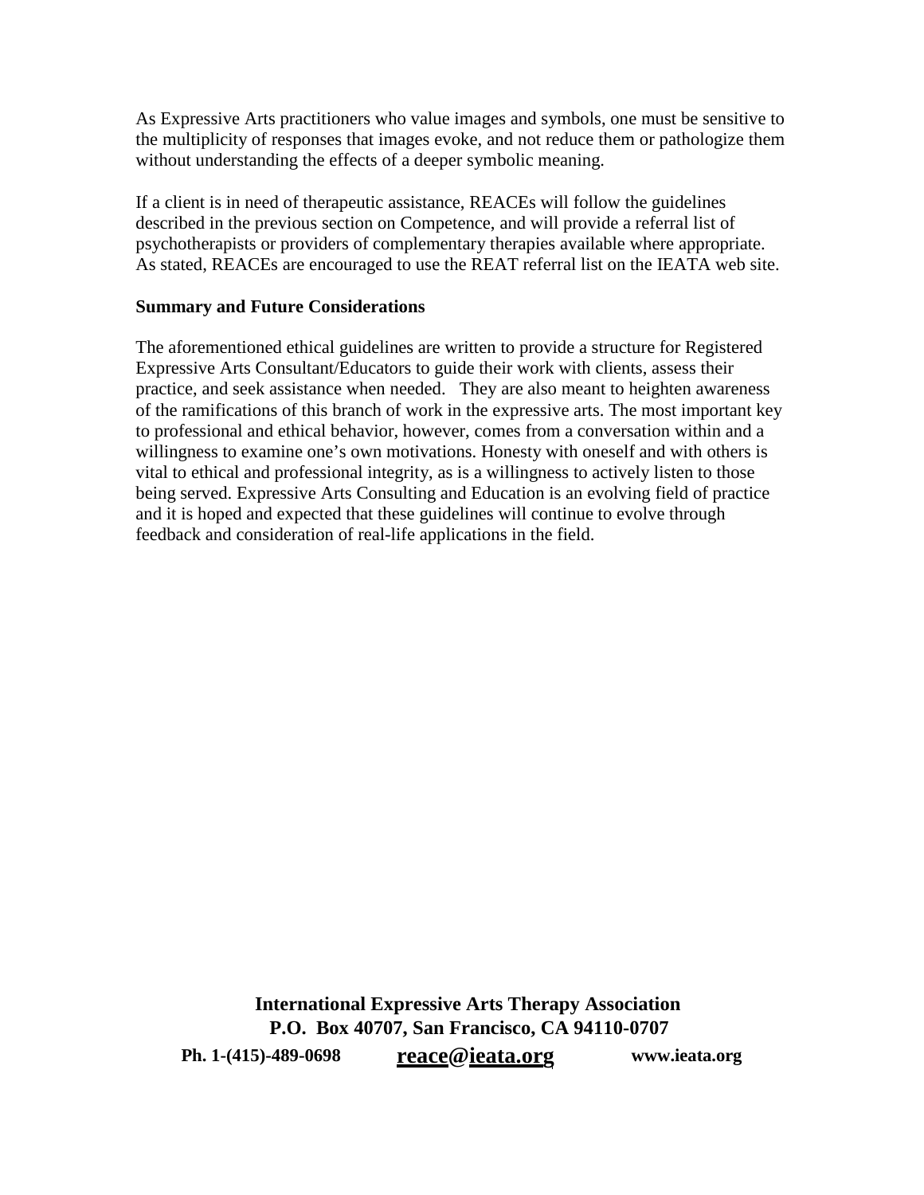As Expressive Arts practitioners who value images and symbols, one must be sensitive to the multiplicity of responses that images evoke, and not reduce them or pathologize them without understanding the effects of a deeper symbolic meaning.

If a client is in need of therapeutic assistance, REACEs will follow the guidelines described in the previous section on Competence, and will provide a referral list of psychotherapists or providers of complementary therapies available where appropriate. As stated, REACEs are encouraged to use the REAT referral list on the IEATA web site.

**Summary and Future Considerations**

The aforementioned ethical guidelines are written to provide a structure for Registered Expressive Arts Consultant/Educators to guide their work with clients, assess their practice, and seek assistance when needed. They are also meant to heighten awareness of the ramifications of this branch of work in the expressive arts. The most important key to professional and ethical behavior, however, comes from a conversation within and a willingness to examine one's own motivations. Honesty with oneself and with others is vital to ethical and professional integrity, as is a willingness to actively listen to those being served. Expressive Arts Consulting and Education is an evolving field of practice and it is hoped and expected that these guidelines will continue to evolve through feedback and consideration of real-life applications in the field.

**International Expressive Arts Therapy Association**
**P.O. Box 40707, San Francisco, CA 94110-0707**
**Ph. 1-(415)-489-0698** **reace@ieata.org** **www.ieata.org**